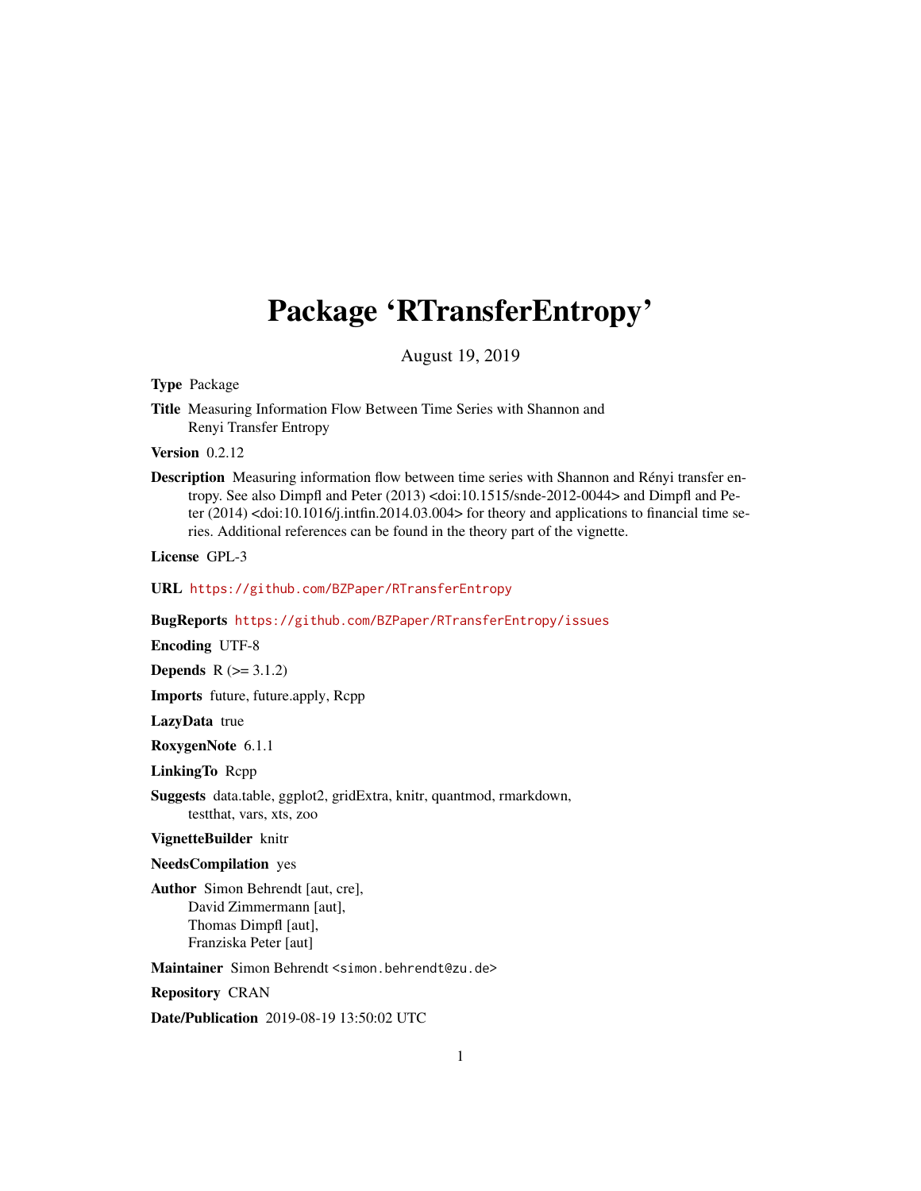# Package 'RTransferEntropy'

August 19, 2019

**Type** Package

**Title** Measuring Information Flow Between Time Series with Shannon and Renyi Transfer Entropy

**Version** 0.2.12

**Description** Measuring information flow between time series with Shannon and Rényi transfer entropy. See also Dimpfl and Peter (2013) <doi:10.1515/snde-2012-0044> and Dimpfl and Peter (2014) <doi:10.1016/j.intfin.2014.03.004> for theory and applications to financial time series. Additional references can be found in the theory part of the vignette.

**License** GPL-3

**URL** https://github.com/BZPaper/RTransferEntropy

**BugReports** https://github.com/BZPaper/RTransferEntropy/issues

**Encoding** UTF-8

**Depends** R (>= 3.1.2)

**Imports** future, future.apply, Rcpp

**LazyData** true

**RoxygenNote** 6.1.1

**LinkingTo** Rcpp

**Suggests** data.table, ggplot2, gridExtra, knitr, quantmod, rmarkdown, testthat, vars, xts, zoo

**VignetteBuilder** knitr

**NeedsCompilation** yes

**Author** Simon Behrendt [aut, cre], David Zimmermann [aut], Thomas Dimpfl [aut], Franziska Peter [aut]

**Maintainer** Simon Behrendt <simon.behrendt@zu.de>

**Repository** CRAN

**Date/Publication** 2019-08-19 13:50:02 UTC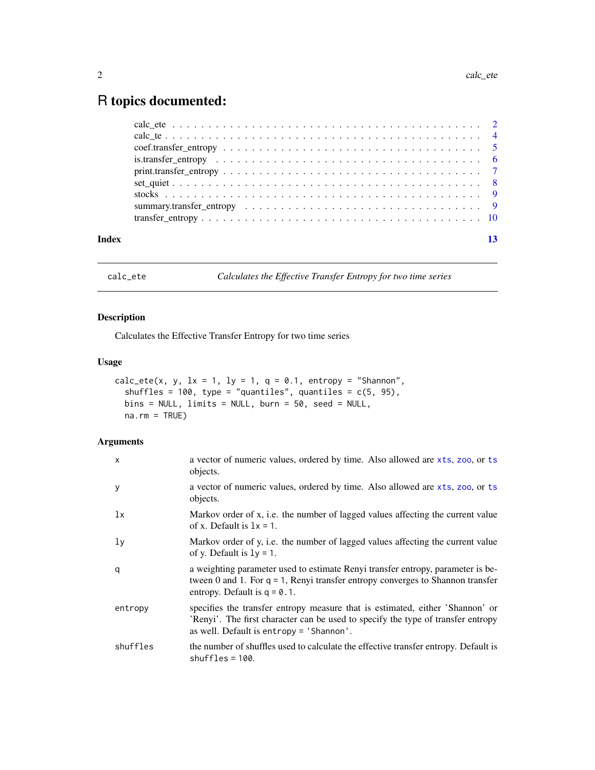# R topics documented:

| | |
|---|---|
| calc_ete | 2 |
| calc_te | 4 |
| coef.transfer_entropy | 5 |
| is.transfer_entropy | 6 |
| print.transfer_entropy | 7 |
| set_quiet | 8 |
| stocks | 9 |
| summary.transfer_entropy | 9 |
| transfer_entropy | 10 |
| **Index** | **13** |

---

`calc_ete` — *Calculates the Effective Transfer Entropy for two time series*

---

## Description

Calculates the Effective Transfer Entropy for two time series

## Usage

```
calc_ete(x, y, lx = 1, ly = 1, q = 0.1, entropy = "Shannon",
  shuffles = 100, type = "quantiles", quantiles = c(5, 95),
  bins = NULL, limits = NULL, burn = 50, seed = NULL,
  na.rm = TRUE)
```

## Arguments

| | |
|---|---|
| `x` | a vector of numeric values, ordered by time. Also allowed are `xts`, `zoo`, or `ts` objects. |
| `y` | a vector of numeric values, ordered by time. Also allowed are `xts`, `zoo`, or `ts` objects. |
| `lx` | Markov order of x, i.e. the number of lagged values affecting the current value of x. Default is `lx = 1`. |
| `ly` | Markov order of y, i.e. the number of lagged values affecting the current value of y. Default is `ly = 1`. |
| `q` | a weighting parameter used to estimate Renyi transfer entropy, parameter is between 0 and 1. For `q = 1`, Renyi transfer entropy converges to Shannon transfer entropy. Default is `q = 0.1`. |
| `entropy` | specifies the transfer entropy measure that is estimated, either 'Shannon' or 'Renyi'. The first character can be used to specify the type of transfer entropy as well. Default is `entropy = 'Shannon'`. |
| `shuffles` | the number of shuffles used to calculate the effective transfer entropy. Default is `shuffles = 100`. |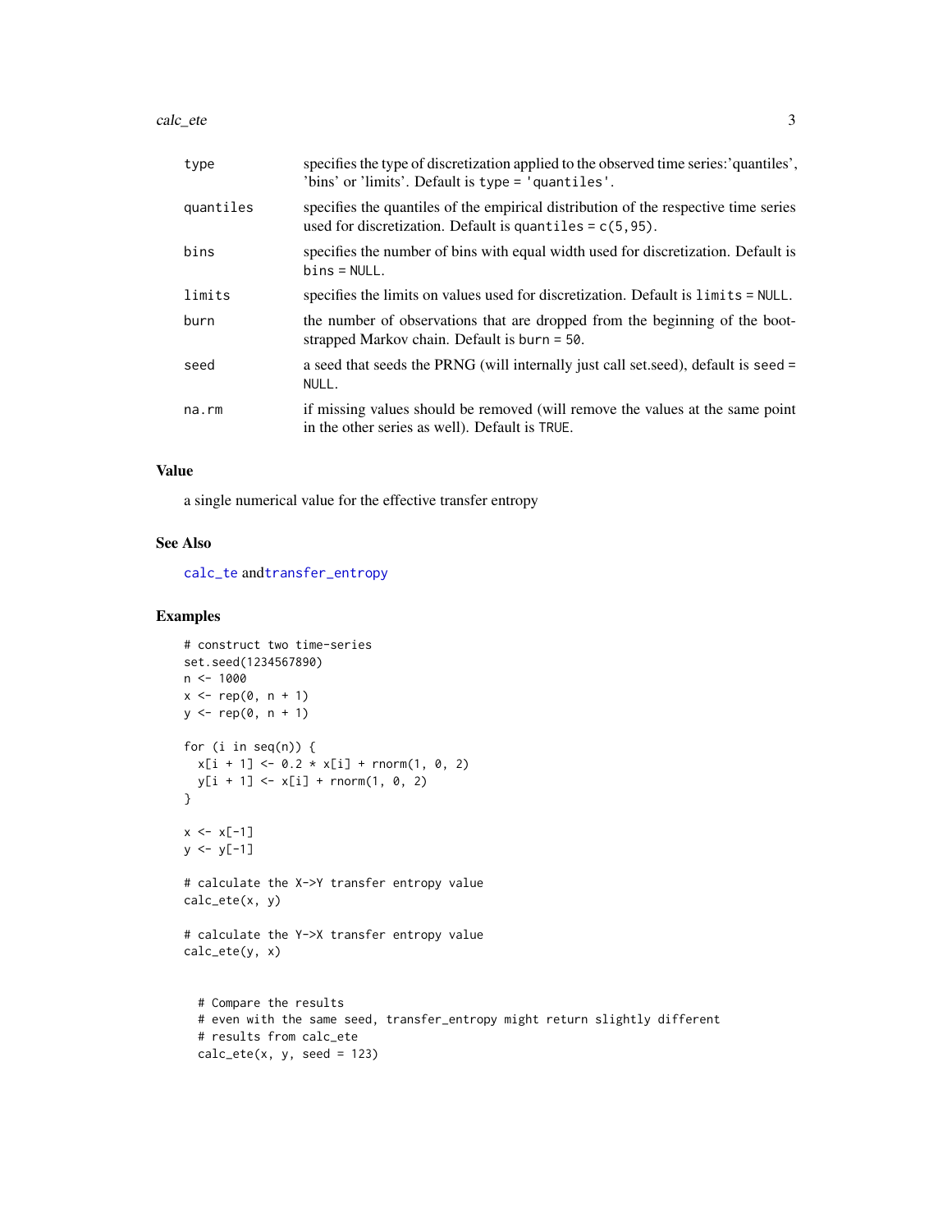| | |
|---|---|
| type | specifies the type of discretization applied to the observed time series:'quantiles', 'bins' or 'limits'. Default is `type = 'quantiles'`. |
| quantiles | specifies the quantiles of the empirical distribution of the respective time series used for discretization. Default is `quantiles = c(5,95)`. |
| bins | specifies the number of bins with equal width used for discretization. Default is `bins = NULL`. |
| limits | specifies the limits on values used for discretization. Default is `limits = NULL`. |
| burn | the number of observations that are dropped from the beginning of the bootstrapped Markov chain. Default is `burn = 50`. |
| seed | a seed that seeds the PRNG (will internally just call set.seed), default is `seed = NULL`. |
| na.rm | if missing values should be removed (will remove the values at the same point in the other series as well). Default is `TRUE`. |

### Value

a single numerical value for the effective transfer entropy

### See Also

`calc_te` and`transfer_entropy`

### Examples

```
# construct two time-series
set.seed(1234567890)
n <- 1000
x <- rep(0, n + 1)
y <- rep(0, n + 1)

for (i in seq(n)) {
  x[i + 1] <- 0.2 * x[i] + rnorm(1, 0, 2)
  y[i + 1] <- x[i] + rnorm(1, 0, 2)
}

x <- x[-1]
y <- y[-1]

# calculate the X->Y transfer entropy value
calc_ete(x, y)

# calculate the Y->X transfer entropy value
calc_ete(y, x)


  # Compare the results
  # even with the same seed, transfer_entropy might return slightly different
  # results from calc_ete
  calc_ete(x, y, seed = 123)
```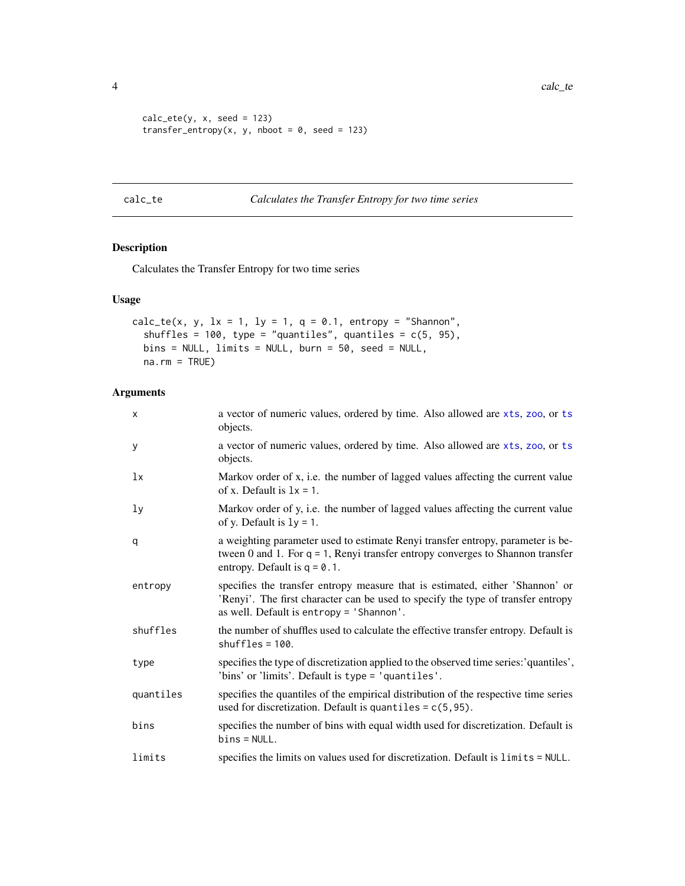```
calc_ete(y, x, seed = 123)
transfer_entropy(x, y, nboot = 0, seed = 123)
```

## calc_te — *Calculates the Transfer Entropy for two time series*

### Description

Calculates the Transfer Entropy for two time series

### Usage

```
calc_te(x, y, lx = 1, ly = 1, q = 0.1, entropy = "Shannon",
  shuffles = 100, type = "quantiles", quantiles = c(5, 95),
  bins = NULL, limits = NULL, burn = 50, seed = NULL,
  na.rm = TRUE)
```

### Arguments

| | |
|---|---|
| x | a vector of numeric values, ordered by time. Also allowed are xts, zoo, or ts objects. |
| y | a vector of numeric values, ordered by time. Also allowed are xts, zoo, or ts objects. |
| lx | Markov order of x, i.e. the number of lagged values affecting the current value of x. Default is `lx = 1`. |
| ly | Markov order of y, i.e. the number of lagged values affecting the current value of y. Default is `ly = 1`. |
| q | a weighting parameter used to estimate Renyi transfer entropy, parameter is between 0 and 1. For `q = 1`, Renyi transfer entropy converges to Shannon transfer entropy. Default is `q = 0.1`. |
| entropy | specifies the transfer entropy measure that is estimated, either 'Shannon' or 'Renyi'. The first character can be used to specify the type of transfer entropy as well. Default is `entropy = 'Shannon'`. |
| shuffles | the number of shuffles used to calculate the effective transfer entropy. Default is `shuffles = 100`. |
| type | specifies the type of discretization applied to the observed time series:'quantiles', 'bins' or 'limits'. Default is `type = 'quantiles'`. |
| quantiles | specifies the quantiles of the empirical distribution of the respective time series used for discretization. Default is `quantiles = c(5,95)`. |
| bins | specifies the number of bins with equal width used for discretization. Default is `bins = NULL`. |
| limits | specifies the limits on values used for discretization. Default is `limits = NULL`. |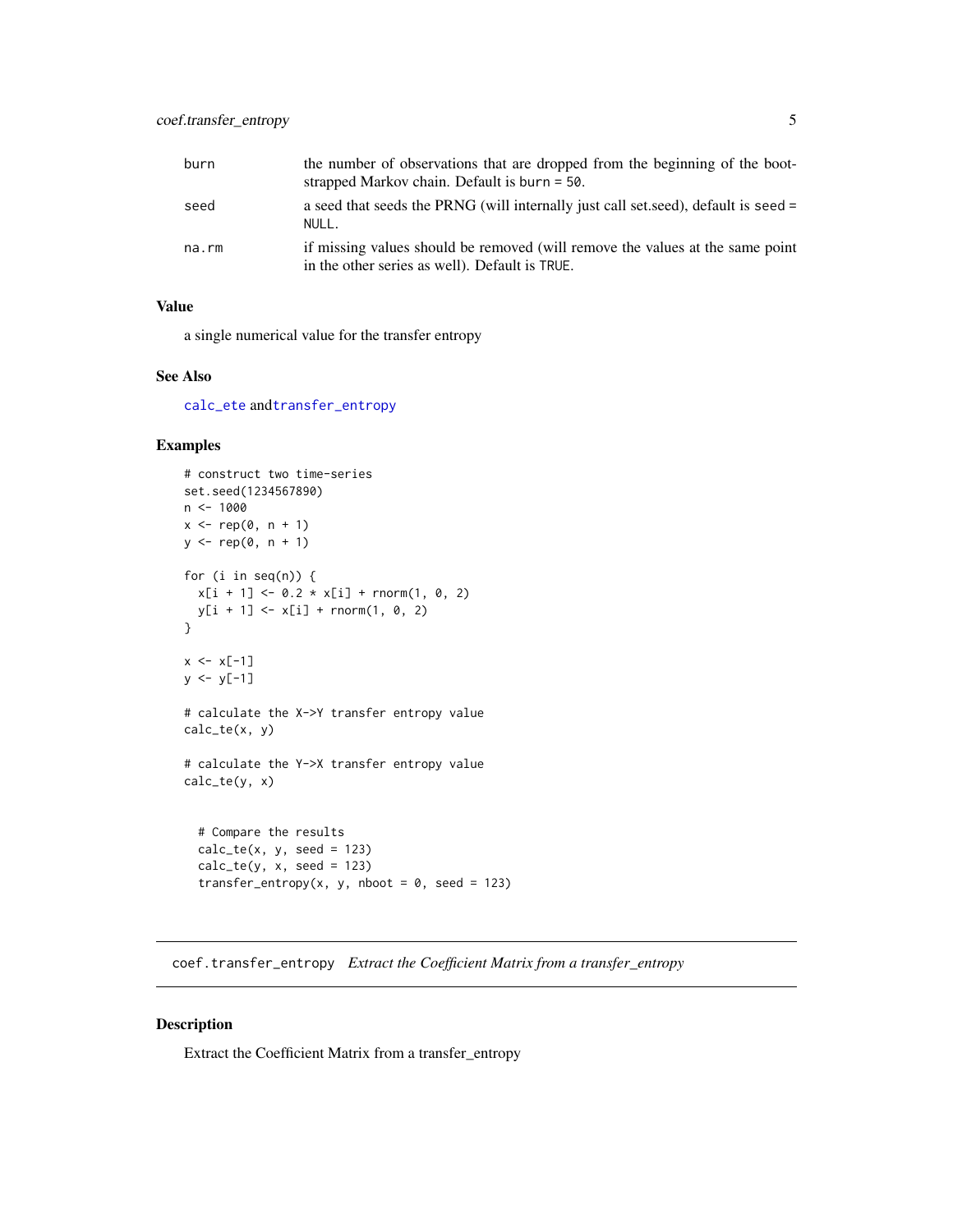| | |
|---|---|
| burn | the number of observations that are dropped from the beginning of the bootstrapped Markov chain. Default is burn = 50. |
| seed | a seed that seeds the PRNG (will internally just call set.seed), default is seed = NULL. |
| na.rm | if missing values should be removed (will remove the values at the same point in the other series as well). Default is TRUE. |

### Value

a single numerical value for the transfer entropy

### See Also

calc_ete andtransfer_entropy

### Examples

```
# construct two time-series
set.seed(1234567890)
n <- 1000
x <- rep(0, n + 1)
y <- rep(0, n + 1)

for (i in seq(n)) {
  x[i + 1] <- 0.2 * x[i] + rnorm(1, 0, 2)
  y[i + 1] <- x[i] + rnorm(1, 0, 2)
}

x <- x[-1]
y <- y[-1]

# calculate the X->Y transfer entropy value
calc_te(x, y)

# calculate the Y->X transfer entropy value
calc_te(y, x)


  # Compare the results
  calc_te(x, y, seed = 123)
  calc_te(y, x, seed = 123)
  transfer_entropy(x, y, nboot = 0, seed = 123)
```

---

## coef.transfer_entropy *Extract the Coefficient Matrix from a transfer_entropy*

### Description

Extract the Coefficient Matrix from a transfer_entropy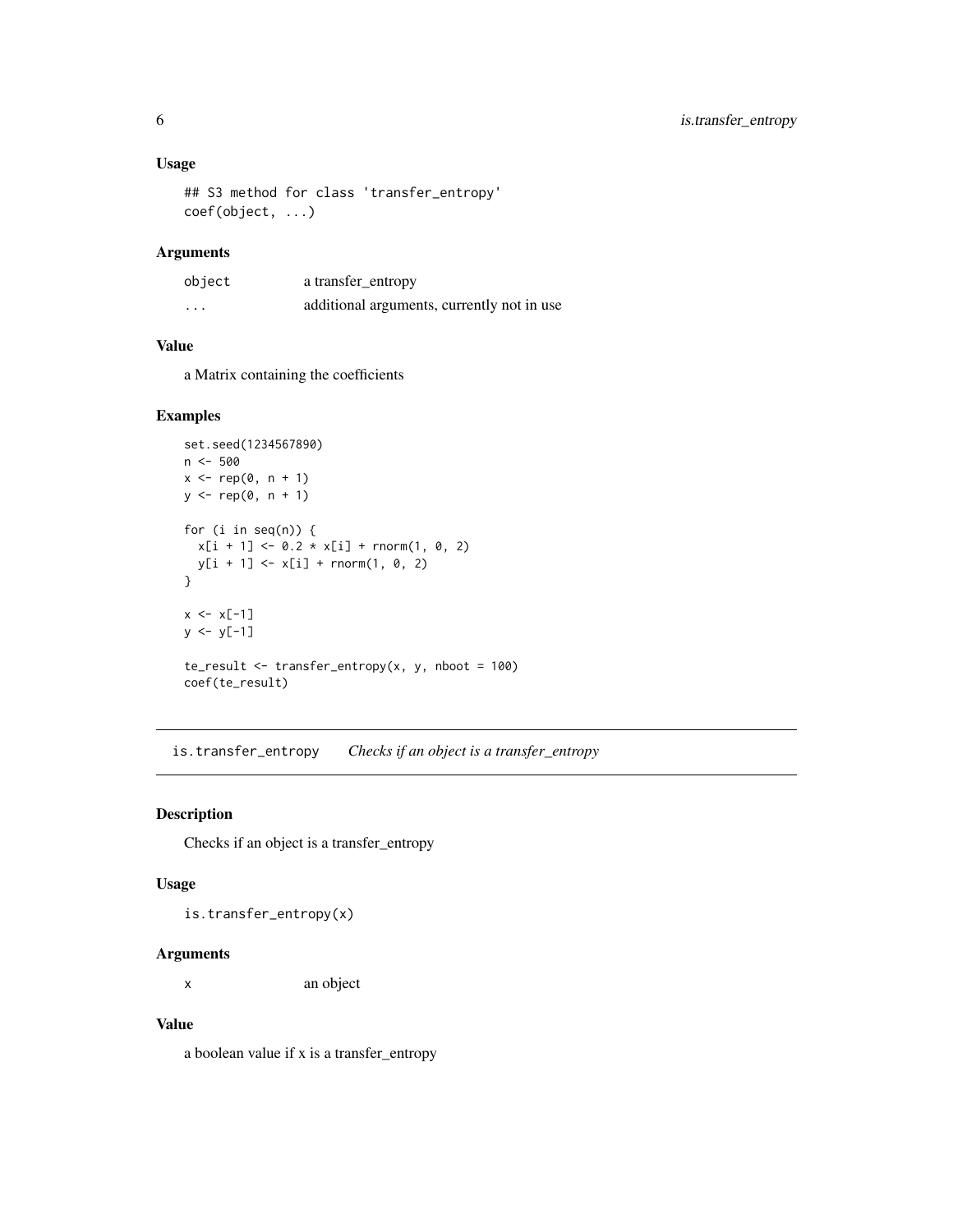### Usage

```
## S3 method for class 'transfer_entropy'
coef(object, ...)
```

### Arguments

| | |
|---|---|
| object | a transfer_entropy |
| ... | additional arguments, currently not in use |

### Value

a Matrix containing the coefficients

### Examples

```
set.seed(1234567890)
n <- 500
x <- rep(0, n + 1)
y <- rep(0, n + 1)

for (i in seq(n)) {
  x[i + 1] <- 0.2 * x[i] + rnorm(1, 0, 2)
  y[i + 1] <- x[i] + rnorm(1, 0, 2)
}

x <- x[-1]
y <- y[-1]

te_result <- transfer_entropy(x, y, nboot = 100)
coef(te_result)
```

---

## is.transfer_entropy *Checks if an object is a transfer_entropy*

### Description

Checks if an object is a transfer_entropy

### Usage

```
is.transfer_entropy(x)
```

### Arguments

| | |
|---|---|
| x | an object |

### Value

a boolean value if x is a transfer_entropy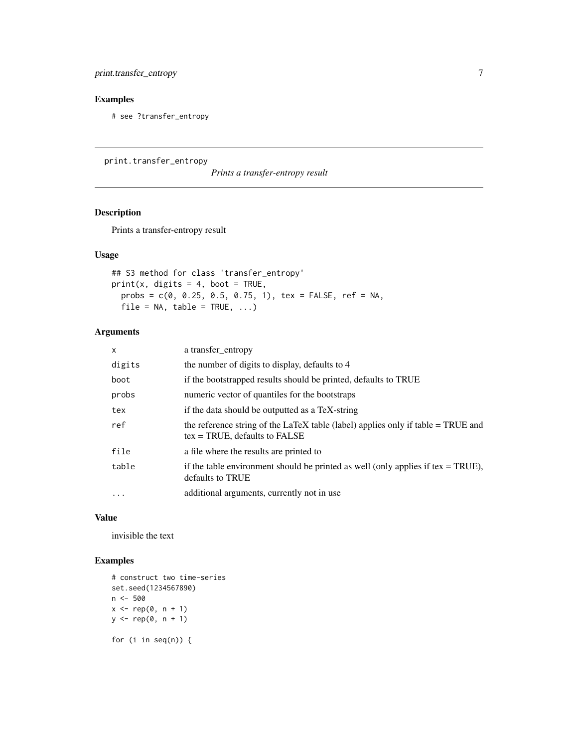## Examples

```
# see ?transfer_entropy
```

---

```
print.transfer_entropy
```

*Prints a transfer-entropy result*

---

### Description

Prints a transfer-entropy result

### Usage

```
## S3 method for class 'transfer_entropy'
print(x, digits = 4, boot = TRUE,
  probs = c(0, 0.25, 0.5, 0.75, 1), tex = FALSE, ref = NA,
  file = NA, table = TRUE, ...)
```

### Arguments

| | |
|---|---|
| `x` | a transfer_entropy |
| `digits` | the number of digits to display, defaults to 4 |
| `boot` | if the bootstrapped results should be printed, defaults to TRUE |
| `probs` | numeric vector of quantiles for the bootstraps |
| `tex` | if the data should be outputted as a TeX-string |
| `ref` | the reference string of the LaTeX table (label) applies only if table = TRUE and tex = TRUE, defaults to FALSE |
| `file` | a file where the results are printed to |
| `table` | if the table environment should be printed as well (only applies if tex = TRUE), defaults to TRUE |
| `...` | additional arguments, currently not in use |

### Value

invisible the text

### Examples

```
# construct two time-series
set.seed(1234567890)
n <- 500
x <- rep(0, n + 1)
y <- rep(0, n + 1)

for (i in seq(n)) {
```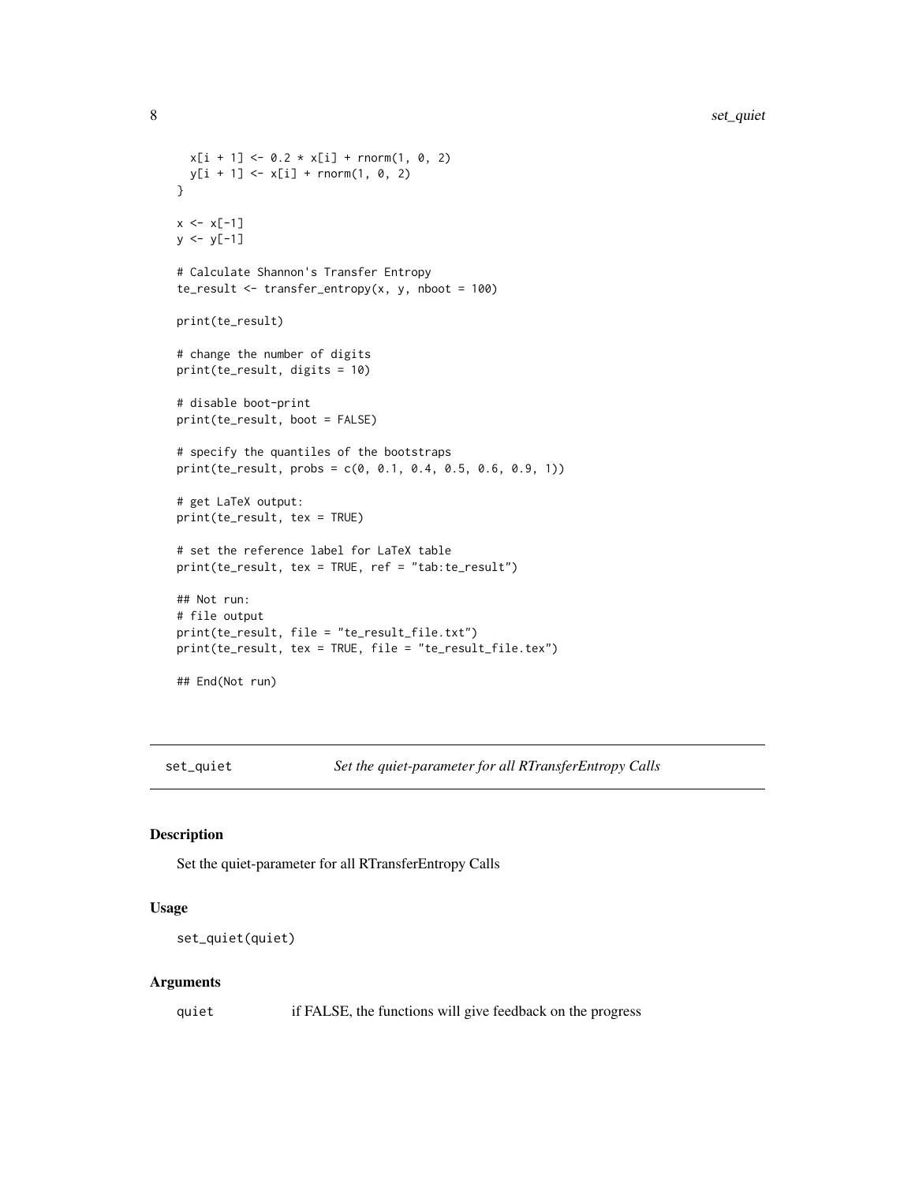```
  x[i + 1] <- 0.2 * x[i] + rnorm(1, 0, 2)
  y[i + 1] <- x[i] + rnorm(1, 0, 2)
}

x <- x[-1]
y <- y[-1]

# Calculate Shannon's Transfer Entropy
te_result <- transfer_entropy(x, y, nboot = 100)

print(te_result)

# change the number of digits
print(te_result, digits = 10)

# disable boot-print
print(te_result, boot = FALSE)

# specify the quantiles of the bootstraps
print(te_result, probs = c(0, 0.1, 0.4, 0.5, 0.6, 0.9, 1))

# get LaTeX output:
print(te_result, tex = TRUE)

# set the reference label for LaTeX table
print(te_result, tex = TRUE, ref = "tab:te_result")

## Not run:
# file output
print(te_result, file = "te_result_file.txt")
print(te_result, tex = TRUE, file = "te_result_file.tex")

## End(Not run)
```

## set_quiet — *Set the quiet-parameter for all RTransferEntropy Calls*

### Description

Set the quiet-parameter for all RTransferEntropy Calls

### Usage

```
set_quiet(quiet)
```

### Arguments

| | |
|---|---|
| quiet | if FALSE, the functions will give feedback on the progress |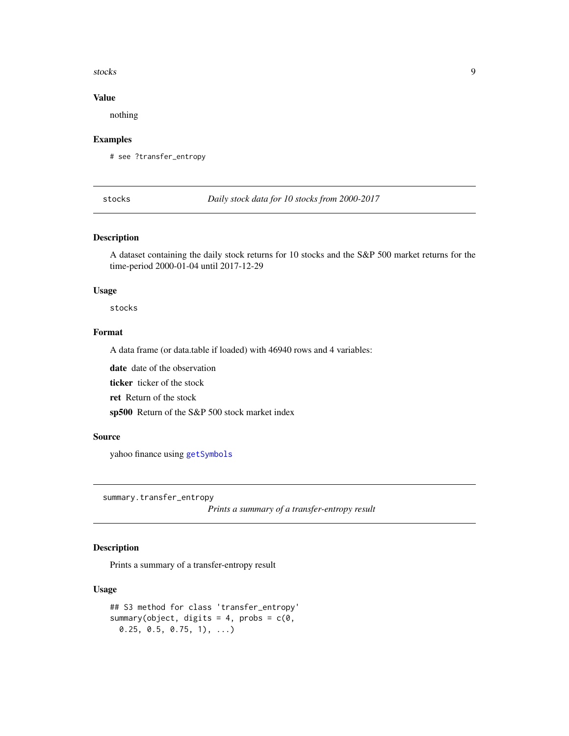### Value

nothing

### Examples

```
# see ?transfer_entropy
```

---

## stocks — *Daily stock data for 10 stocks from 2000-2017*

### Description

A dataset containing the daily stock returns for 10 stocks and the S&P 500 market returns for the time-period 2000-01-04 until 2017-12-29

### Usage

```
stocks
```

### Format

A data frame (or data.table if loaded) with 46940 rows and 4 variables:

**date** date of the observation

**ticker** ticker of the stock

**ret** Return of the stock

**sp500** Return of the S&P 500 stock market index

### Source

yahoo finance using `getSymbols`

---

## summary.transfer_entropy — *Prints a summary of a transfer-entropy result*

### Description

Prints a summary of a transfer-entropy result

### Usage

```
## S3 method for class 'transfer_entropy'
summary(object, digits = 4, probs = c(0,
  0.25, 0.5, 0.75, 1), ...)
```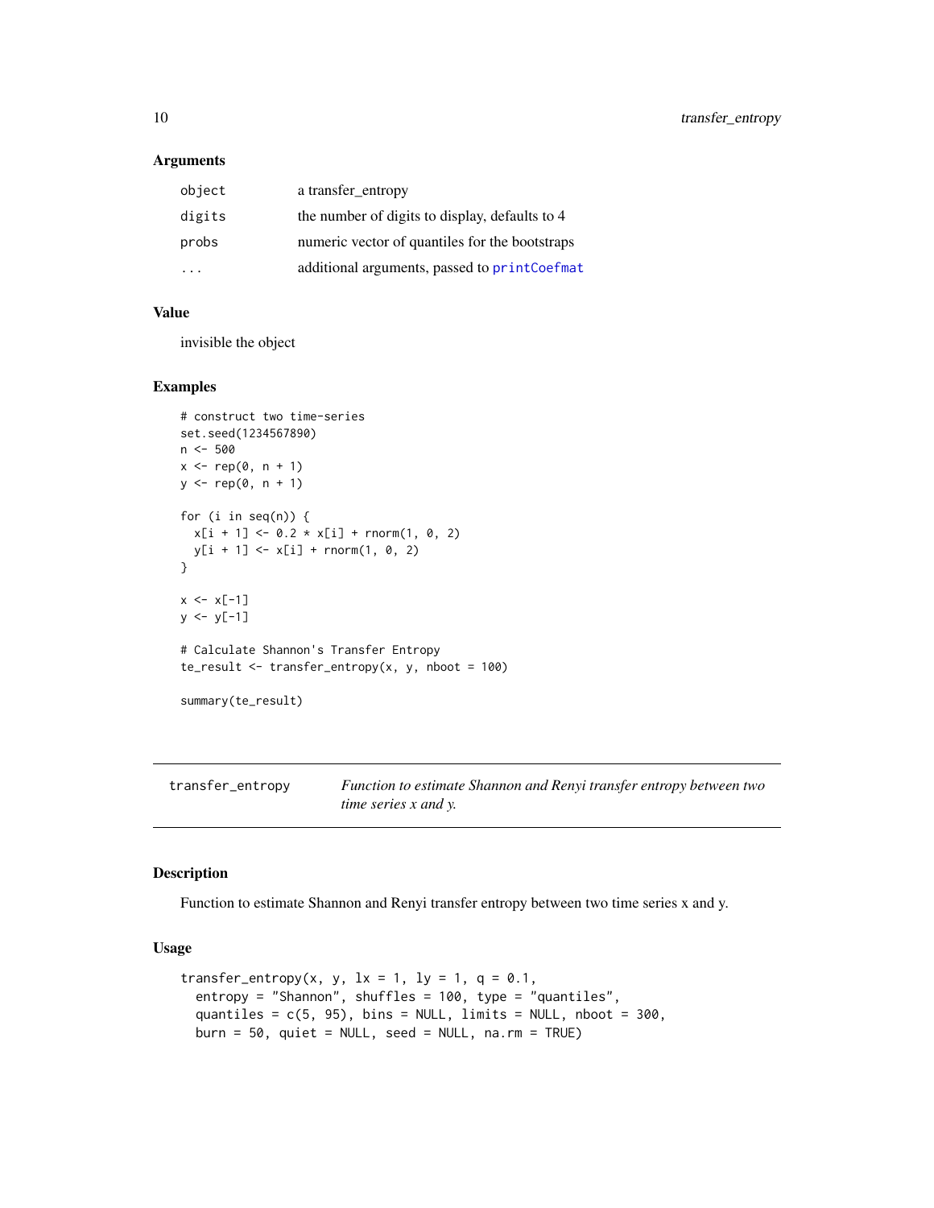### Arguments

| | |
|---|---|
| `object` | a transfer_entropy |
| `digits` | the number of digits to display, defaults to 4 |
| `probs` | numeric vector of quantiles for the bootstraps |
| `...` | additional arguments, passed to `printCoefmat` |

### Value

invisible the object

### Examples

```
# construct two time-series
set.seed(1234567890)
n <- 500
x <- rep(0, n + 1)
y <- rep(0, n + 1)

for (i in seq(n)) {
  x[i + 1] <- 0.2 * x[i] + rnorm(1, 0, 2)
  y[i + 1] <- x[i] + rnorm(1, 0, 2)
}

x <- x[-1]
y <- y[-1]

# Calculate Shannon's Transfer Entropy
te_result <- transfer_entropy(x, y, nboot = 100)

summary(te_result)
```

---

## `transfer_entropy` *Function to estimate Shannon and Renyi transfer entropy between two time series x and y.*

---

### Description

Function to estimate Shannon and Renyi transfer entropy between two time series x and y.

### Usage

```
transfer_entropy(x, y, lx = 1, ly = 1, q = 0.1,
  entropy = "Shannon", shuffles = 100, type = "quantiles",
  quantiles = c(5, 95), bins = NULL, limits = NULL, nboot = 300,
  burn = 50, quiet = NULL, seed = NULL, na.rm = TRUE)
```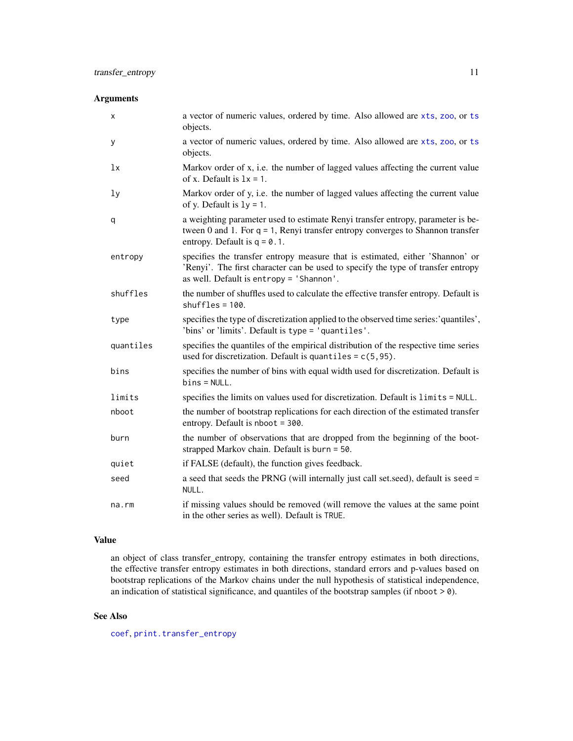### Arguments

| | |
|---|---|
| `x` | a vector of numeric values, ordered by time. Also allowed are xts, zoo, or ts objects. |
| `y` | a vector of numeric values, ordered by time. Also allowed are xts, zoo, or ts objects. |
| `lx` | Markov order of x, i.e. the number of lagged values affecting the current value of x. Default is `lx = 1`. |
| `ly` | Markov order of y, i.e. the number of lagged values affecting the current value of y. Default is `ly = 1`. |
| `q` | a weighting parameter used to estimate Renyi transfer entropy, parameter is between 0 and 1. For `q = 1`, Renyi transfer entropy converges to Shannon transfer entropy. Default is `q = 0.1`. |
| `entropy` | specifies the transfer entropy measure that is estimated, either 'Shannon' or 'Renyi'. The first character can be used to specify the type of transfer entropy as well. Default is `entropy = 'Shannon'`. |
| `shuffles` | the number of shuffles used to calculate the effective transfer entropy. Default is `shuffles = 100`. |
| `type` | specifies the type of discretization applied to the observed time series:'quantiles', 'bins' or 'limits'. Default is `type = 'quantiles'`. |
| `quantiles` | specifies the quantiles of the empirical distribution of the respective time series used for discretization. Default is `quantiles = c(5,95)`. |
| `bins` | specifies the number of bins with equal width used for discretization. Default is `bins = NULL`. |
| `limits` | specifies the limits on values used for discretization. Default is `limits = NULL`. |
| `nboot` | the number of bootstrap replications for each direction of the estimated transfer entropy. Default is `nboot = 300`. |
| `burn` | the number of observations that are dropped from the beginning of the bootstrapped Markov chain. Default is `burn = 50`. |
| `quiet` | if FALSE (default), the function gives feedback. |
| `seed` | a seed that seeds the PRNG (will internally just call set.seed), default is `seed = NULL`. |
| `na.rm` | if missing values should be removed (will remove the values at the same point in the other series as well). Default is `TRUE`. |

### Value

an object of class transfer_entropy, containing the transfer entropy estimates in both directions, the effective transfer entropy estimates in both directions, standard errors and p-values based on bootstrap replications of the Markov chains under the null hypothesis of statistical independence, an indication of statistical significance, and quantiles of the bootstrap samples (if `nboot > 0`).

### See Also

`coef`, `print.transfer_entropy`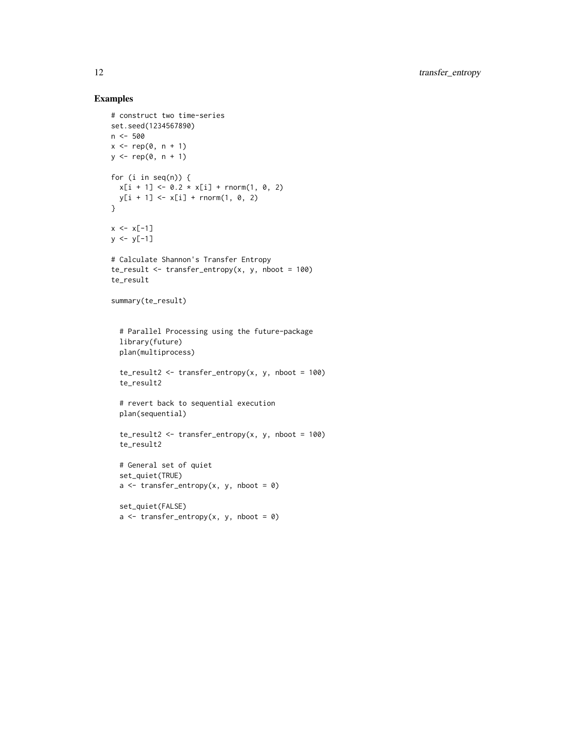## Examples

```
# construct two time-series
set.seed(1234567890)
n <- 500
x <- rep(0, n + 1)
y <- rep(0, n + 1)

for (i in seq(n)) {
  x[i + 1] <- 0.2 * x[i] + rnorm(1, 0, 2)
  y[i + 1] <- x[i] + rnorm(1, 0, 2)
}

x <- x[-1]
y <- y[-1]

# Calculate Shannon's Transfer Entropy
te_result <- transfer_entropy(x, y, nboot = 100)
te_result

summary(te_result)


  # Parallel Processing using the future-package
  library(future)
  plan(multiprocess)

  te_result2 <- transfer_entropy(x, y, nboot = 100)
  te_result2

  # revert back to sequential execution
  plan(sequential)

  te_result2 <- transfer_entropy(x, y, nboot = 100)
  te_result2

  # General set of quiet
  set_quiet(TRUE)
  a <- transfer_entropy(x, y, nboot = 0)

  set_quiet(FALSE)
  a <- transfer_entropy(x, y, nboot = 0)
```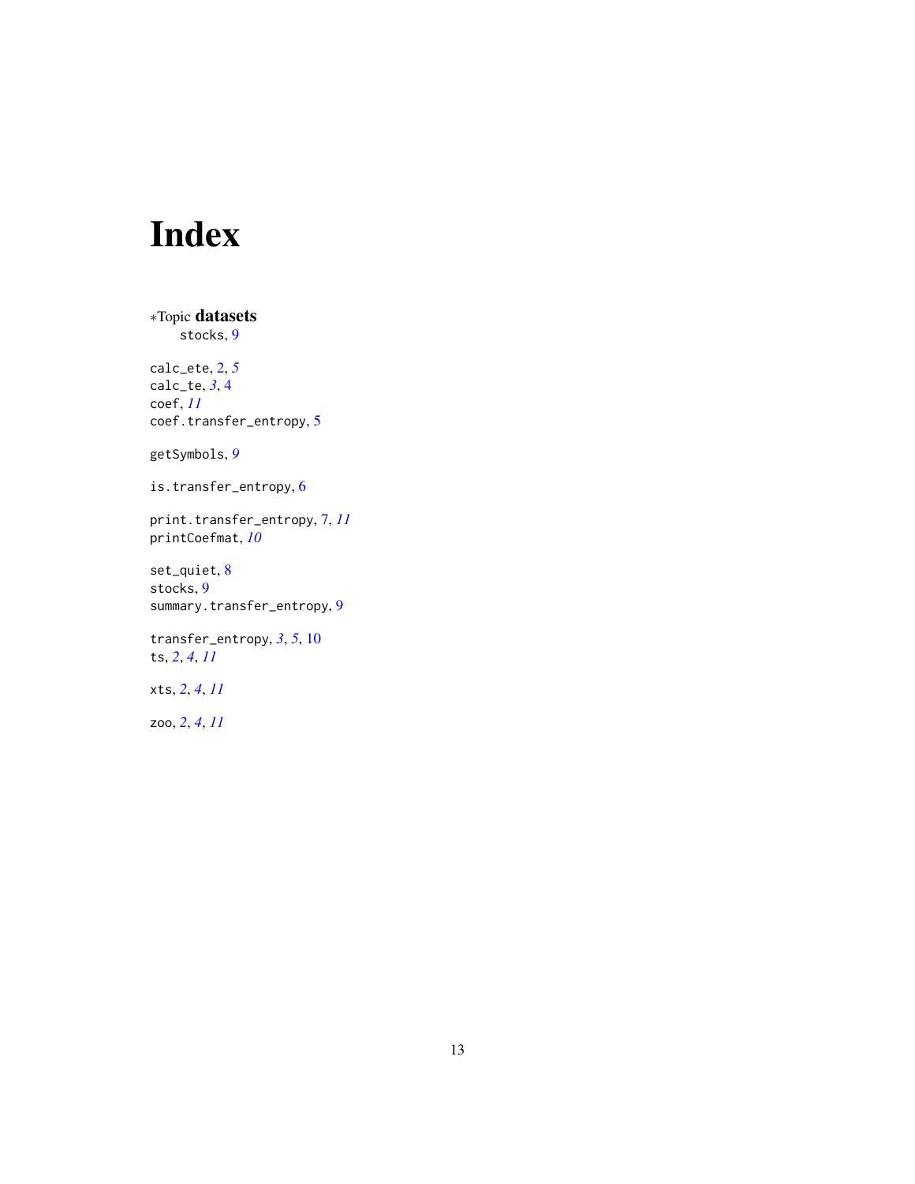# Index

*Topic **datasets**
    stocks, 9

calc_ete, 2, *5*
calc_te, *3*, 4
coef, *11*
coef.transfer_entropy, 5

getSymbols, *9*

is.transfer_entropy, 6

print.transfer_entropy, 7, *11*
printCoefmat, *10*

set_quiet, 8
stocks, 9
summary.transfer_entropy, 9

transfer_entropy, *3*, *5*, 10
ts, *2*, *4*, *11*

xts, *2*, *4*, *11*

zoo, *2*, *4*, *11*